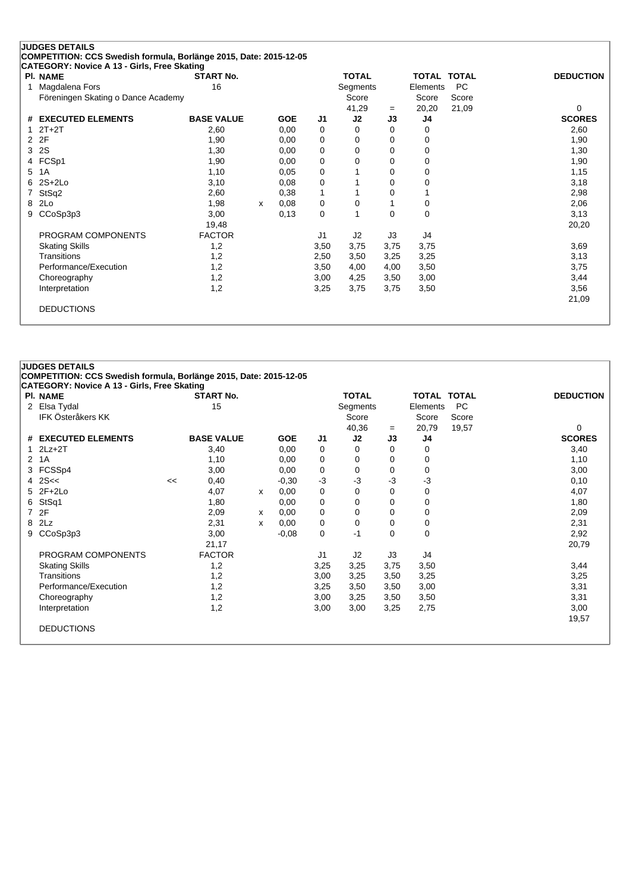**JUDGES DETAILS**

**COMPETITION: CCS Swedish formula, Borlänge 2015, Date: 2015-12-05**

**CATEGORY: Novice A 13 - Girls, Free Skating**

| Pl. | NAME | START No. | TOTAL Segments Score | = | TOTAL Elements Score | TOTAL PC Score | DEDUCTION |
|---|---|---|---|---|---|---|---|
| 1 | Magdalena Fors<br>Föreningen Skating o Dance Academy | 16 | 41,29 | = | 20,20 | 21,09 | 0 |

| # | EXECUTED ELEMENTS | | BASE VALUE | | GOE | J1 | J2 | J3 | J4 | SCORES |
|---|---|---|---|---|---|---|---|---|---|---|
| 1 | 2T+2T | | 2,60 | | 0,00 | 0 | 0 | 0 | 0 | 2,60 |
| 2 | 2F | | 1,90 | | 0,00 | 0 | 0 | 0 | 0 | 1,90 |
| 3 | 2S | | 1,30 | | 0,00 | 0 | 0 | 0 | 0 | 1,30 |
| 4 | FCSp1 | | 1,90 | | 0,00 | 0 | 0 | 0 | 0 | 1,90 |
| 5 | 1A | | 1,10 | | 0,05 | 0 | 1 | 0 | 0 | 1,15 |
| 6 | 2S+2Lo | | 3,10 | | 0,08 | 0 | 1 | 0 | 0 | 3,18 |
| 7 | StSq2 | | 2,60 | | 0,38 | 1 | 1 | 0 | 1 | 2,98 |
| 8 | 2Lo | | 1,98 | x | 0,08 | 0 | 0 | 1 | 0 | 2,06 |
| 9 | CCoSp3p3 | | 3,00 | | 0,13 | 0 | 1 | 0 | 0 | 3,13 |
| | | | 19,48 | | | | | | | 20,20 |
| | PROGRAM COMPONENTS | | FACTOR | | | J1 | J2 | J3 | J4 | |
| | Skating Skills | | 1,2 | | | 3,50 | 3,75 | 3,75 | 3,75 | 3,69 |
| | Transitions | | 1,2 | | | 2,50 | 3,50 | 3,25 | 3,25 | 3,13 |
| | Performance/Execution | | 1,2 | | | 3,50 | 4,00 | 4,00 | 3,50 | 3,75 |
| | Choreography | | 1,2 | | | 3,00 | 4,25 | 3,50 | 3,00 | 3,44 |
| | Interpretation | | 1,2 | | | 3,25 | 3,75 | 3,75 | 3,50 | 3,56 |
| | | | | | | | | | | 21,09 |
| | DEDUCTIONS | | | | | | | | | |

**JUDGES DETAILS**

**COMPETITION: CCS Swedish formula, Borlänge 2015, Date: 2015-12-05**

**CATEGORY: Novice A 13 - Girls, Free Skating**

| Pl. | NAME | START No. | TOTAL Segments Score | = | TOTAL Elements Score | TOTAL PC Score | DEDUCTION |
|---|---|---|---|---|---|---|---|
| 2 | Elsa Tydal<br>IFK Österåkers KK | 15 | 40,36 | = | 20,79 | 19,57 | 0 |

| # | EXECUTED ELEMENTS | | BASE VALUE | | GOE | J1 | J2 | J3 | J4 | SCORES |
|---|---|---|---|---|---|---|---|---|---|---|
| 1 | 2Lz+2T | | 3,40 | | 0,00 | 0 | 0 | 0 | 0 | 3,40 |
| 2 | 1A | | 1,10 | | 0,00 | 0 | 0 | 0 | 0 | 1,10 |
| 3 | FCSSp4 | | 3,00 | | 0,00 | 0 | 0 | 0 | 0 | 3,00 |
| 4 | 2S<< | << | 0,40 | | -0,30 | -3 | -3 | -3 | -3 | 0,10 |
| 5 | 2F+2Lo | | 4,07 | x | 0,00 | 0 | 0 | 0 | 0 | 4,07 |
| 6 | StSq1 | | 1,80 | | 0,00 | 0 | 0 | 0 | 0 | 1,80 |
| 7 | 2F | | 2,09 | x | 0,00 | 0 | 0 | 0 | 0 | 2,09 |
| 8 | 2Lz | | 2,31 | x | 0,00 | 0 | 0 | 0 | 0 | 2,31 |
| 9 | CCoSp3p3 | | 3,00 | | -0,08 | 0 | -1 | 0 | 0 | 2,92 |
| | | | 21,17 | | | | | | | 20,79 |
| | PROGRAM COMPONENTS | | FACTOR | | | J1 | J2 | J3 | J4 | |
| | Skating Skills | | 1,2 | | | 3,25 | 3,25 | 3,75 | 3,50 | 3,44 |
| | Transitions | | 1,2 | | | 3,00 | 3,25 | 3,50 | 3,25 | 3,25 |
| | Performance/Execution | | 1,2 | | | 3,25 | 3,50 | 3,50 | 3,00 | 3,31 |
| | Choreography | | 1,2 | | | 3,00 | 3,25 | 3,50 | 3,50 | 3,31 |
| | Interpretation | | 1,2 | | | 3,00 | 3,00 | 3,25 | 2,75 | 3,00 |
| | | | | | | | | | | 19,57 |
| | DEDUCTIONS | | | | | | | | | |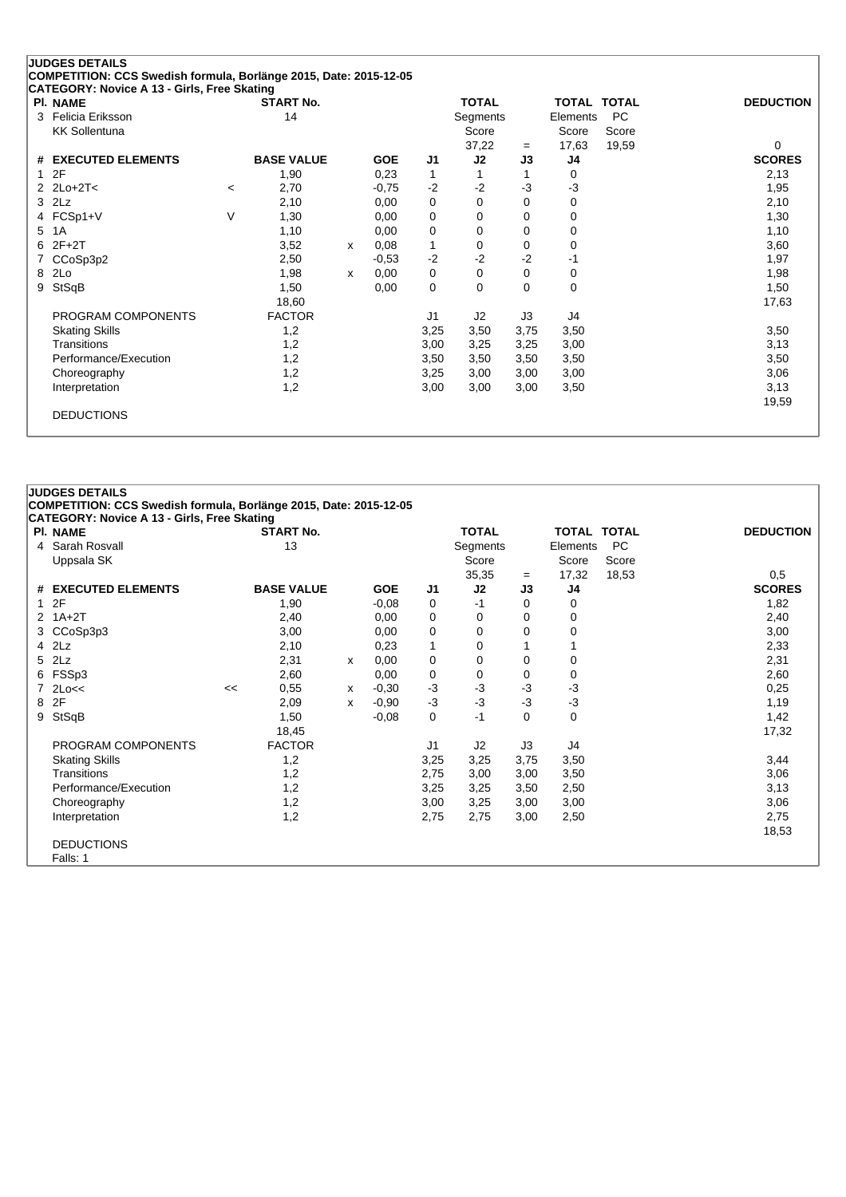## JUDGES DETAILS

**COMPETITION: CCS Swedish formula, Borlänge 2015, Date: 2015-12-05**
**CATEGORY: Novice A 13 - Girls, Free Skating**

| Pl. | NAME | START No. | TOTAL Segments Score | = | TOTAL Elements Score | TOTAL PC Score | DEDUCTION |
|---|---|---|---|---|---|---|---|
| 3 | Felicia Eriksson, KK Sollentuna | 14 | 37,22 | = | 17,63 | 19,59 | 0 |

| # | EXECUTED ELEMENTS | | BASE VALUE | | GOE | J1 | J2 | J3 | J4 | SCORES |
|---|---|---|---|---|---|---|---|---|---|---|
| 1 | 2F | | 1,90 | | 0,23 | 1 | 1 | 1 | 0 | 2,13 |
| 2 | 2Lo+2T< | < | 2,70 | | -0,75 | -2 | -2 | -3 | -3 | 1,95 |
| 3 | 2Lz | | 2,10 | | 0,00 | 0 | 0 | 0 | 0 | 2,10 |
| 4 | FCSp1+V | V | 1,30 | | 0,00 | 0 | 0 | 0 | 0 | 1,30 |
| 5 | 1A | | 1,10 | | 0,00 | 0 | 0 | 0 | 0 | 1,10 |
| 6 | 2F+2T | | 3,52 | x | 0,08 | 1 | 0 | 0 | 0 | 3,60 |
| 7 | CCoSp3p2 | | 2,50 | | -0,53 | -2 | -2 | -2 | -1 | 1,97 |
| 8 | 2Lo | | 1,98 | x | 0,00 | 0 | 0 | 0 | 0 | 1,98 |
| 9 | StSqB | | 1,50 | | 0,00 | 0 | 0 | 0 | 0 | 1,50 |
| | | | 18,60 | | | | | | | 17,63 |
| | PROGRAM COMPONENTS | | FACTOR | | | J1 | J2 | J3 | J4 | |
| | Skating Skills | | 1,2 | | | 3,25 | 3,50 | 3,75 | 3,50 | 3,50 |
| | Transitions | | 1,2 | | | 3,00 | 3,25 | 3,25 | 3,00 | 3,13 |
| | Performance/Execution | | 1,2 | | | 3,50 | 3,50 | 3,50 | 3,50 | 3,50 |
| | Choreography | | 1,2 | | | 3,25 | 3,00 | 3,00 | 3,00 | 3,06 |
| | Interpretation | | 1,2 | | | 3,00 | 3,00 | 3,00 | 3,50 | 3,13 |
| | | | | | | | | | | 19,59 |
| | DEDUCTIONS | | | | | | | | | |

## JUDGES DETAILS

**COMPETITION: CCS Swedish formula, Borlänge 2015, Date: 2015-12-05**
**CATEGORY: Novice A 13 - Girls, Free Skating**

| Pl. | NAME | START No. | TOTAL Segments Score | = | TOTAL Elements Score | TOTAL PC Score | DEDUCTION |
|---|---|---|---|---|---|---|---|
| 4 | Sarah Rosvall, Uppsala SK | 13 | 35,35 | = | 17,32 | 18,53 | 0,5 |

| # | EXECUTED ELEMENTS | | BASE VALUE | | GOE | J1 | J2 | J3 | J4 | SCORES |
|---|---|---|---|---|---|---|---|---|---|---|
| 1 | 2F | | 1,90 | | -0,08 | 0 | -1 | 0 | 0 | 1,82 |
| 2 | 1A+2T | | 2,40 | | 0,00 | 0 | 0 | 0 | 0 | 2,40 |
| 3 | CCoSp3p3 | | 3,00 | | 0,00 | 0 | 0 | 0 | 0 | 3,00 |
| 4 | 2Lz | | 2,10 | | 0,23 | 1 | 0 | 1 | 1 | 2,33 |
| 5 | 2Lz | | 2,31 | x | 0,00 | 0 | 0 | 0 | 0 | 2,31 |
| 6 | FSSp3 | | 2,60 | | 0,00 | 0 | 0 | 0 | 0 | 2,60 |
| 7 | 2Lo<< | << | 0,55 | x | -0,30 | -3 | -3 | -3 | -3 | 0,25 |
| 8 | 2F | | 2,09 | x | -0,90 | -3 | -3 | -3 | -3 | 1,19 |
| 9 | StSqB | | 1,50 | | -0,08 | 0 | -1 | 0 | 0 | 1,42 |
| | | | 18,45 | | | | | | | 17,32 |
| | PROGRAM COMPONENTS | | FACTOR | | | J1 | J2 | J3 | J4 | |
| | Skating Skills | | 1,2 | | | 3,25 | 3,25 | 3,75 | 3,50 | 3,44 |
| | Transitions | | 1,2 | | | 2,75 | 3,00 | 3,00 | 3,50 | 3,06 |
| | Performance/Execution | | 1,2 | | | 3,25 | 3,25 | 3,50 | 2,50 | 3,13 |
| | Choreography | | 1,2 | | | 3,00 | 3,25 | 3,00 | 3,00 | 3,06 |
| | Interpretation | | 1,2 | | | 2,75 | 2,75 | 3,00 | 2,50 | 2,75 |
| | | | | | | | | | | 18,53 |
| | DEDUCTIONS | | | | | | | | | |
| | Falls: 1 | | | | | | | | | |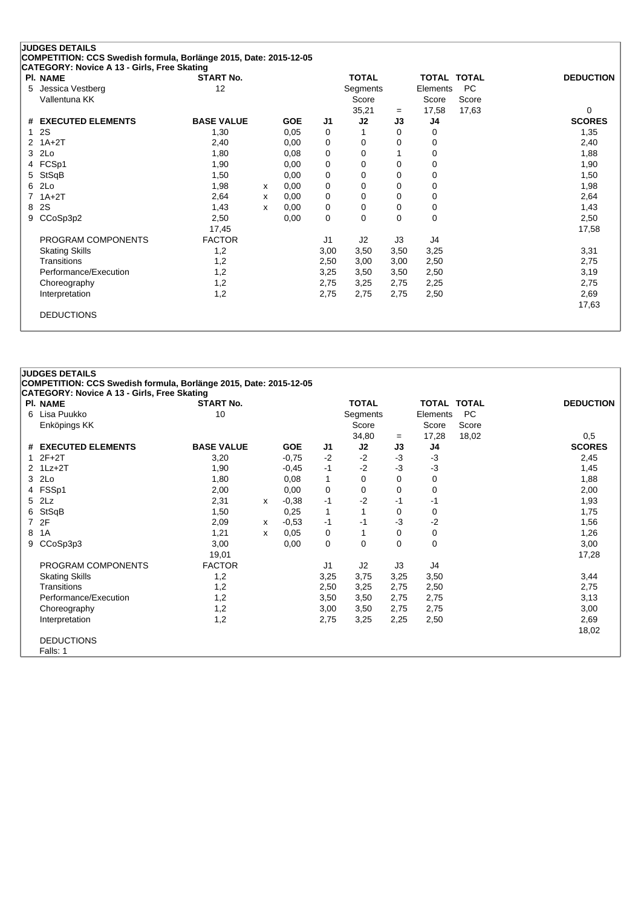## JUDGES DETAILS

**COMPETITION: CCS Swedish formula, Borlänge 2015, Date: 2015-12-05**

**CATEGORY: Novice A 13 - Girls, Free Skating**

| Pl. | NAME | START No. | TOTAL Segments Score | = | TOTAL Elements Score | TOTAL PC Score | DEDUCTION |
|---|---|---|---|---|---|---|---|
| 5 | Jessica Vestberg<br>Vallentuna KK | 12 | 35,21 | = | 17,58 | 17,63 | 0 |

| # | EXECUTED ELEMENTS | BASE VALUE | | GOE | J1 | J2 | J3 | J4 | SCORES |
|---|---|---|---|---|---|---|---|---|---|
| 1 | 2S | 1,30 | | 0,05 | 0 | 1 | 0 | 0 | 1,35 |
| 2 | 1A+2T | 2,40 | | 0,00 | 0 | 0 | 0 | 0 | 2,40 |
| 3 | 2Lo | 1,80 | | 0,08 | 0 | 0 | 1 | 0 | 1,88 |
| 4 | FCSp1 | 1,90 | | 0,00 | 0 | 0 | 0 | 0 | 1,90 |
| 5 | StSqB | 1,50 | | 0,00 | 0 | 0 | 0 | 0 | 1,50 |
| 6 | 2Lo | 1,98 | x | 0,00 | 0 | 0 | 0 | 0 | 1,98 |
| 7 | 1A+2T | 2,64 | x | 0,00 | 0 | 0 | 0 | 0 | 2,64 |
| 8 | 2S | 1,43 | x | 0,00 | 0 | 0 | 0 | 0 | 1,43 |
| 9 | CCoSp3p2 | 2,50 | | 0,00 | 0 | 0 | 0 | 0 | 2,50 |
| | | 17,45 | | | | | | | 17,58 |

| PROGRAM COMPONENTS | FACTOR | J1 | J2 | J3 | J4 | SCORES |
|---|---|---|---|---|---|---|
| Skating Skills | 1,2 | 3,00 | 3,50 | 3,50 | 3,25 | 3,31 |
| Transitions | 1,2 | 2,50 | 3,00 | 3,00 | 2,50 | 2,75 |
| Performance/Execution | 1,2 | 3,25 | 3,50 | 3,50 | 2,50 | 3,19 |
| Choreography | 1,2 | 2,75 | 3,25 | 2,75 | 2,25 | 2,75 |
| Interpretation | 1,2 | 2,75 | 2,75 | 2,75 | 2,50 | 2,69 |
| | | | | | | 17,63 |

DEDUCTIONS

## JUDGES DETAILS

**COMPETITION: CCS Swedish formula, Borlänge 2015, Date: 2015-12-05**

**CATEGORY: Novice A 13 - Girls, Free Skating**

| Pl. | NAME | START No. | TOTAL Segments Score | = | TOTAL Elements Score | TOTAL PC Score | DEDUCTION |
|---|---|---|---|---|---|---|---|
| 6 | Lisa Puukko<br>Enköpings KK | 10 | 34,80 | = | 17,28 | 18,02 | 0,5 |

| # | EXECUTED ELEMENTS | BASE VALUE | | GOE | J1 | J2 | J3 | J4 | SCORES |
|---|---|---|---|---|---|---|---|---|---|
| 1 | 2F+2T | 3,20 | | -0,75 | -2 | -2 | -3 | -3 | 2,45 |
| 2 | 1Lz+2T | 1,90 | | -0,45 | -1 | -2 | -3 | -3 | 1,45 |
| 3 | 2Lo | 1,80 | | 0,08 | 1 | 0 | 0 | 0 | 1,88 |
| 4 | FSSp1 | 2,00 | | 0,00 | 0 | 0 | 0 | 0 | 2,00 |
| 5 | 2Lz | 2,31 | x | -0,38 | -1 | -2 | -1 | -1 | 1,93 |
| 6 | StSqB | 1,50 | | 0,25 | 1 | 1 | 0 | 0 | 1,75 |
| 7 | 2F | 2,09 | x | -0,53 | -1 | -1 | -3 | -2 | 1,56 |
| 8 | 1A | 1,21 | x | 0,05 | 0 | 1 | 0 | 0 | 1,26 |
| 9 | CCoSp3p3 | 3,00 | | 0,00 | 0 | 0 | 0 | 0 | 3,00 |
| | | 19,01 | | | | | | | 17,28 |

| PROGRAM COMPONENTS | FACTOR | J1 | J2 | J3 | J4 | SCORES |
|---|---|---|---|---|---|---|
| Skating Skills | 1,2 | 3,25 | 3,75 | 3,25 | 3,50 | 3,44 |
| Transitions | 1,2 | 2,50 | 3,25 | 2,75 | 2,50 | 2,75 |
| Performance/Execution | 1,2 | 3,50 | 3,50 | 2,75 | 2,75 | 3,13 |
| Choreography | 1,2 | 3,00 | 3,50 | 2,75 | 2,75 | 3,00 |
| Interpretation | 1,2 | 2,75 | 3,25 | 2,25 | 2,50 | 2,69 |
| | | | | | | 18,02 |

DEDUCTIONS

Falls: 1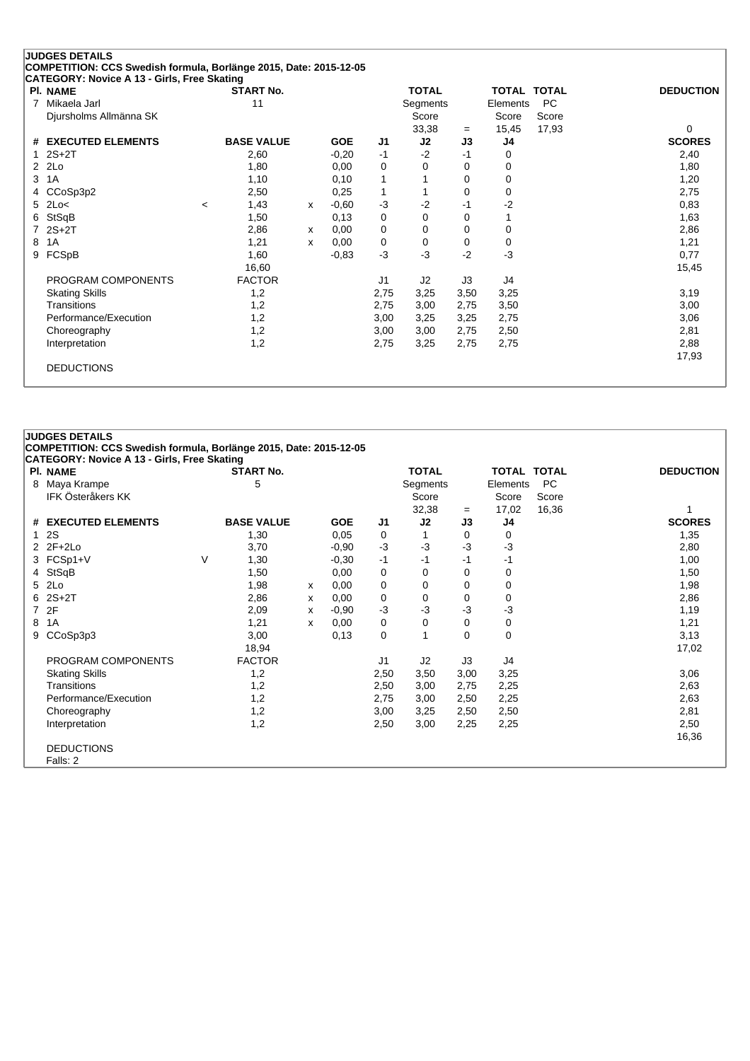## JUDGES DETAILS

**COMPETITION: CCS Swedish formula, Borlänge 2015, Date: 2015-12-05**

**CATEGORY: Novice A 13 - Girls, Free Skating**

| Pl. | NAME | START No. | TOTAL Segments Score | = | TOTAL Elements Score | TOTAL PC Score | DEDUCTION |
|---|---|---|---|---|---|---|---|
| 7 | Mikaela Jarl<br>Djursholms Allmänna SK | 11 | 33,38 | = | 15,45 | 17,93 | 0 |

| # | EXECUTED ELEMENTS | | BASE VALUE | | GOE | J1 | J2 | J3 | J4 | SCORES |
|---|---|---|---|---|---|---|---|---|---|---|
| 1 | 2S+2T | | 2,60 | | -0,20 | -1 | -2 | -1 | 0 | 2,40 |
| 2 | 2Lo | | 1,80 | | 0,00 | 0 | 0 | 0 | 0 | 1,80 |
| 3 | 1A | | 1,10 | | 0,10 | 1 | 1 | 0 | 0 | 1,20 |
| 4 | CCoSp3p2 | | 2,50 | | 0,25 | 1 | 1 | 0 | 0 | 2,75 |
| 5 | 2Lo< | < | 1,43 | x | -0,60 | -3 | -2 | -1 | -2 | 0,83 |
| 6 | StSqB | | 1,50 | | 0,13 | 0 | 0 | 0 | 1 | 1,63 |
| 7 | 2S+2T | | 2,86 | x | 0,00 | 0 | 0 | 0 | 0 | 2,86 |
| 8 | 1A | | 1,21 | x | 0,00 | 0 | 0 | 0 | 0 | 1,21 |
| 9 | FCSpB | | 1,60 | | -0,83 | -3 | -3 | -2 | -3 | 0,77 |
| | | | 16,60 | | | | | | | 15,45 |

| PROGRAM COMPONENTS | FACTOR | J1 | J2 | J3 | J4 | SCORES |
|---|---|---|---|---|---|---|
| Skating Skills | 1,2 | 2,75 | 3,25 | 3,50 | 3,25 | 3,19 |
| Transitions | 1,2 | 2,75 | 3,00 | 2,75 | 3,50 | 3,00 |
| Performance/Execution | 1,2 | 3,00 | 3,25 | 3,25 | 2,75 | 3,06 |
| Choreography | 1,2 | 3,00 | 3,00 | 2,75 | 2,50 | 2,81 |
| Interpretation | 1,2 | 2,75 | 3,25 | 2,75 | 2,75 | 2,88 |
| | | | | | | 17,93 |

DEDUCTIONS

## JUDGES DETAILS

**COMPETITION: CCS Swedish formula, Borlänge 2015, Date: 2015-12-05**

**CATEGORY: Novice A 13 - Girls, Free Skating**

| Pl. | NAME | START No. | TOTAL Segments Score | = | TOTAL Elements Score | TOTAL PC Score | DEDUCTION |
|---|---|---|---|---|---|---|---|
| 8 | Maya Krampe<br>IFK Österåkers KK | 5 | 32,38 | = | 17,02 | 16,36 | 1 |

| # | EXECUTED ELEMENTS | | BASE VALUE | | GOE | J1 | J2 | J3 | J4 | SCORES |
|---|---|---|---|---|---|---|---|---|---|---|
| 1 | 2S | | 1,30 | | 0,05 | 0 | 1 | 0 | 0 | 1,35 |
| 2 | 2F+2Lo | | 3,70 | | -0,90 | -3 | -3 | -3 | -3 | 2,80 |
| 3 | FCSp1+V | V | 1,30 | | -0,30 | -1 | -1 | -1 | -1 | 1,00 |
| 4 | StSqB | | 1,50 | | 0,00 | 0 | 0 | 0 | 0 | 1,50 |
| 5 | 2Lo | | 1,98 | x | 0,00 | 0 | 0 | 0 | 0 | 1,98 |
| 6 | 2S+2T | | 2,86 | x | 0,00 | 0 | 0 | 0 | 0 | 2,86 |
| 7 | 2F | | 2,09 | x | -0,90 | -3 | -3 | -3 | -3 | 1,19 |
| 8 | 1A | | 1,21 | x | 0,00 | 0 | 0 | 0 | 0 | 1,21 |
| 9 | CCoSp3p3 | | 3,00 | | 0,13 | 0 | 1 | 0 | 0 | 3,13 |
| | | | 18,94 | | | | | | | 17,02 |

| PROGRAM COMPONENTS | FACTOR | J1 | J2 | J3 | J4 | SCORES |
|---|---|---|---|---|---|---|
| Skating Skills | 1,2 | 2,50 | 3,50 | 3,00 | 3,25 | 3,06 |
| Transitions | 1,2 | 2,50 | 3,00 | 2,75 | 2,25 | 2,63 |
| Performance/Execution | 1,2 | 2,75 | 3,00 | 2,50 | 2,25 | 2,63 |
| Choreography | 1,2 | 3,00 | 3,25 | 2,50 | 2,50 | 2,81 |
| Interpretation | 1,2 | 2,50 | 3,00 | 2,25 | 2,25 | 2,50 |
| | | | | | | 16,36 |

DEDUCTIONS

Falls: 2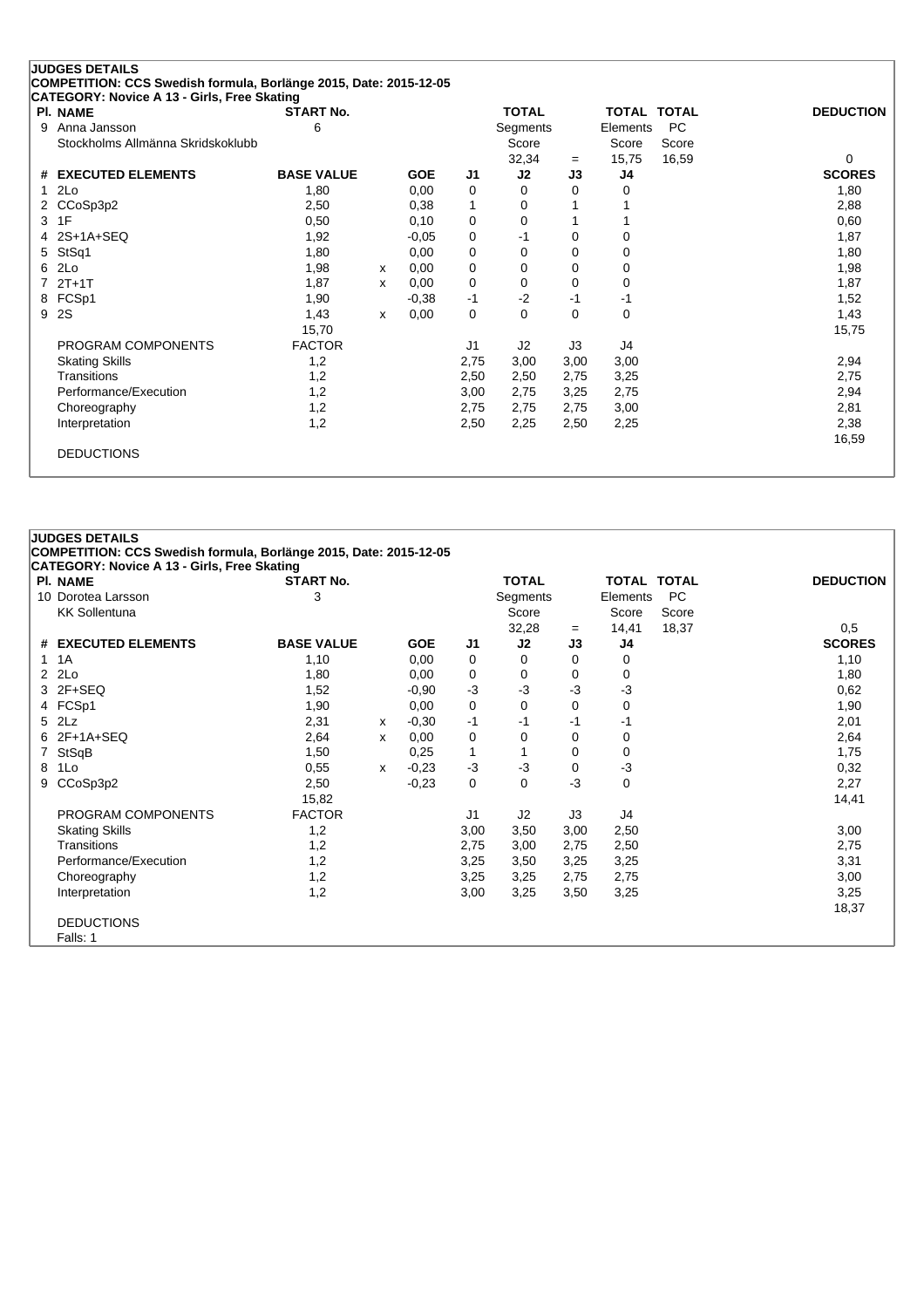**JUDGES DETAILS**

**COMPETITION: CCS Swedish formula, Borlänge 2015, Date: 2015-12-05**

**CATEGORY: Novice A 13 - Girls, Free Skating**

| Pl. | NAME | START No. | | | | TOTAL | | TOTAL | TOTAL | DEDUCTION |
|---|---|---|---|---|---|---|---|---|---|---|
| 9 | Anna Jansson | 6 | | | | Segments | | Elements | PC | |
| | Stockholms Allmänna Skridskoklubb | | | | | Score | | Score | Score | |
| | | | | | | 32,34 | = | 15,75 | 16,59 | 0 |

| # | EXECUTED ELEMENTS | BASE VALUE | | GOE | J1 | J2 | J3 | J4 | SCORES |
|---|---|---|---|---|---|---|---|---|---|
| 1 | 2Lo | 1,80 | | 0,00 | 0 | 0 | 0 | 0 | 1,80 |
| 2 | CCoSp3p2 | 2,50 | | 0,38 | 1 | 0 | 1 | 1 | 2,88 |
| 3 | 1F | 0,50 | | 0,10 | 0 | 0 | 1 | 1 | 0,60 |
| 4 | 2S+1A+SEQ | 1,92 | | -0,05 | 0 | -1 | 0 | 0 | 1,87 |
| 5 | StSq1 | 1,80 | | 0,00 | 0 | 0 | 0 | 0 | 1,80 |
| 6 | 2Lo | 1,98 | x | 0,00 | 0 | 0 | 0 | 0 | 1,98 |
| 7 | 2T+1T | 1,87 | x | 0,00 | 0 | 0 | 0 | 0 | 1,87 |
| 8 | FCSp1 | 1,90 | | -0,38 | -1 | -2 | -1 | -1 | 1,52 |
| 9 | 2S | 1,43 | x | 0,00 | 0 | 0 | 0 | 0 | 1,43 |
| | | 15,70 | | | | | | | 15,75 |
| | PROGRAM COMPONENTS | FACTOR | | | J1 | J2 | J3 | J4 | |
| | Skating Skills | 1,2 | | | 2,75 | 3,00 | 3,00 | 3,00 | 2,94 |
| | Transitions | 1,2 | | | 2,50 | 2,50 | 2,75 | 3,25 | 2,75 |
| | Performance/Execution | 1,2 | | | 3,00 | 2,75 | 3,25 | 2,75 | 2,94 |
| | Choreography | 1,2 | | | 2,75 | 2,75 | 2,75 | 3,00 | 2,81 |
| | Interpretation | 1,2 | | | 2,50 | 2,25 | 2,50 | 2,25 | 2,38 |
| | | | | | | | | | 16,59 |
| | DEDUCTIONS | | | | | | | | |

**JUDGES DETAILS**

**COMPETITION: CCS Swedish formula, Borlänge 2015, Date: 2015-12-05**

**CATEGORY: Novice A 13 - Girls, Free Skating**

| Pl. | NAME | START No. | | | | TOTAL | | TOTAL | TOTAL | DEDUCTION |
|---|---|---|---|---|---|---|---|---|---|---|
| 10 | Dorotea Larsson | 3 | | | | Segments | | Elements | PC | |
| | KK Sollentuna | | | | | Score | | Score | Score | |
| | | | | | | 32,28 | = | 14,41 | 18,37 | 0,5 |

| # | EXECUTED ELEMENTS | BASE VALUE | | GOE | J1 | J2 | J3 | J4 | SCORES |
|---|---|---|---|---|---|---|---|---|---|
| 1 | 1A | 1,10 | | 0,00 | 0 | 0 | 0 | 0 | 1,10 |
| 2 | 2Lo | 1,80 | | 0,00 | 0 | 0 | 0 | 0 | 1,80 |
| 3 | 2F+SEQ | 1,52 | | -0,90 | -3 | -3 | -3 | -3 | 0,62 |
| 4 | FCSp1 | 1,90 | | 0,00 | 0 | 0 | 0 | 0 | 1,90 |
| 5 | 2Lz | 2,31 | x | -0,30 | -1 | -1 | -1 | -1 | 2,01 |
| 6 | 2F+1A+SEQ | 2,64 | x | 0,00 | 0 | 0 | 0 | 0 | 2,64 |
| 7 | StSqB | 1,50 | | 0,25 | 1 | 1 | 0 | 0 | 1,75 |
| 8 | 1Lo | 0,55 | x | -0,23 | -3 | -3 | 0 | -3 | 0,32 |
| 9 | CCoSp3p2 | 2,50 | | -0,23 | 0 | 0 | -3 | 0 | 2,27 |
| | | 15,82 | | | | | | | 14,41 |
| | PROGRAM COMPONENTS | FACTOR | | | J1 | J2 | J3 | J4 | |
| | Skating Skills | 1,2 | | | 3,00 | 3,50 | 3,00 | 2,50 | 3,00 |
| | Transitions | 1,2 | | | 2,75 | 3,00 | 2,75 | 2,50 | 2,75 |
| | Performance/Execution | 1,2 | | | 3,25 | 3,50 | 3,25 | 3,25 | 3,31 |
| | Choreography | 1,2 | | | 3,25 | 3,25 | 2,75 | 2,75 | 3,00 |
| | Interpretation | 1,2 | | | 3,00 | 3,25 | 3,50 | 3,25 | 3,25 |
| | | | | | | | | | 18,37 |
| | DEDUCTIONS | | | | | | | | |
| | Falls: 1 | | | | | | | | |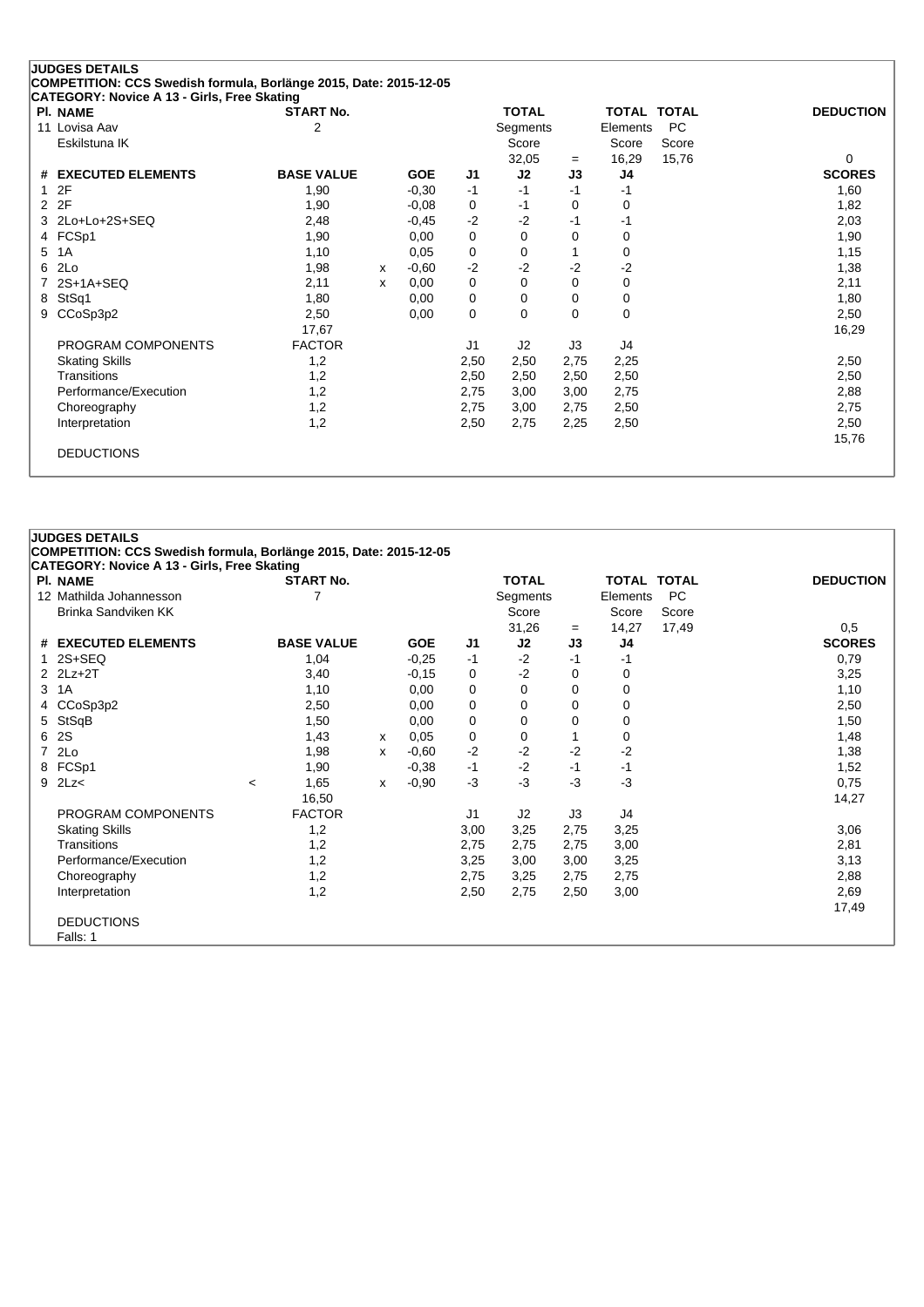**JUDGES DETAILS**

**COMPETITION: CCS Swedish formula, Borlänge 2015, Date: 2015-12-05**

**CATEGORY: Novice A 13 - Girls, Free Skating**

| Pl. NAME | START No. | TOTAL Segments Score | = | TOTAL Elements Score | TOTAL PC Score | DEDUCTION |
|---|---|---|---|---|---|---|
| 11 Lovisa Aav<br>Eskilstuna IK | 2 | 32,05 | = | 16,29 | 15,76 | 0 |

| # | EXECUTED ELEMENTS | | BASE VALUE | | GOE | J1 | J2 | J3 | J4 | SCORES |
|---|---|---|---|---|---|---|---|---|---|---|
| 1 | 2F | | 1,90 | | -0,30 | -1 | -1 | -1 | -1 | 1,60 |
| 2 | 2F | | 1,90 | | -0,08 | 0 | -1 | 0 | 0 | 1,82 |
| 3 | 2Lo+Lo+2S+SEQ | | 2,48 | | -0,45 | -2 | -2 | -1 | -1 | 2,03 |
| 4 | FCSp1 | | 1,90 | | 0,00 | 0 | 0 | 0 | 0 | 1,90 |
| 5 | 1A | | 1,10 | | 0,05 | 0 | 0 | 1 | 0 | 1,15 |
| 6 | 2Lo | | 1,98 | x | -0,60 | -2 | -2 | -2 | -2 | 1,38 |
| 7 | 2S+1A+SEQ | | 2,11 | x | 0,00 | 0 | 0 | 0 | 0 | 2,11 |
| 8 | StSq1 | | 1,80 | | 0,00 | 0 | 0 | 0 | 0 | 1,80 |
| 9 | CCoSp3p2 | | 2,50 | | 0,00 | 0 | 0 | 0 | 0 | 2,50 |
| | | | 17,67 | | | | | | | 16,29 |

| PROGRAM COMPONENTS | FACTOR | J1 | J2 | J3 | J4 | SCORES |
|---|---|---|---|---|---|---|
| Skating Skills | 1,2 | 2,50 | 2,50 | 2,75 | 2,25 | 2,50 |
| Transitions | 1,2 | 2,50 | 2,50 | 2,50 | 2,50 | 2,50 |
| Performance/Execution | 1,2 | 2,75 | 3,00 | 3,00 | 2,75 | 2,88 |
| Choreography | 1,2 | 2,75 | 3,00 | 2,75 | 2,50 | 2,75 |
| Interpretation | 1,2 | 2,50 | 2,75 | 2,25 | 2,50 | 2,50 |
| | | | | | | 15,76 |

DEDUCTIONS

**JUDGES DETAILS**

**COMPETITION: CCS Swedish formula, Borlänge 2015, Date: 2015-12-05**

**CATEGORY: Novice A 13 - Girls, Free Skating**

| Pl. NAME | START No. | TOTAL Segments Score | = | TOTAL Elements Score | TOTAL PC Score | DEDUCTION |
|---|---|---|---|---|---|---|
| 12 Mathilda Johannesson<br>Brinka Sandviken KK | 7 | 31,26 | = | 14,27 | 17,49 | 0,5 |

| # | EXECUTED ELEMENTS | | BASE VALUE | | GOE | J1 | J2 | J3 | J4 | SCORES |
|---|---|---|---|---|---|---|---|---|---|---|
| 1 | 2S+SEQ | | 1,04 | | -0,25 | -1 | -2 | -1 | -1 | 0,79 |
| 2 | 2Lz+2T | | 3,40 | | -0,15 | 0 | -2 | 0 | 0 | 3,25 |
| 3 | 1A | | 1,10 | | 0,00 | 0 | 0 | 0 | 0 | 1,10 |
| 4 | CCoSp3p2 | | 2,50 | | 0,00 | 0 | 0 | 0 | 0 | 2,50 |
| 5 | StSqB | | 1,50 | | 0,00 | 0 | 0 | 0 | 0 | 1,50 |
| 6 | 2S | | 1,43 | x | 0,05 | 0 | 0 | 1 | 0 | 1,48 |
| 7 | 2Lo | | 1,98 | x | -0,60 | -2 | -2 | -2 | -2 | 1,38 |
| 8 | FCSp1 | | 1,90 | | -0,38 | -1 | -2 | -1 | -1 | 1,52 |
| 9 | 2Lz< | < | 1,65 | x | -0,90 | -3 | -3 | -3 | -3 | 0,75 |
| | | | 16,50 | | | | | | | 14,27 |

| PROGRAM COMPONENTS | FACTOR | J1 | J2 | J3 | J4 | SCORES |
|---|---|---|---|---|---|---|
| Skating Skills | 1,2 | 3,00 | 3,25 | 2,75 | 3,25 | 3,06 |
| Transitions | 1,2 | 2,75 | 2,75 | 2,75 | 3,00 | 2,81 |
| Performance/Execution | 1,2 | 3,25 | 3,00 | 3,00 | 3,25 | 3,13 |
| Choreography | 1,2 | 2,75 | 3,25 | 2,75 | 2,75 | 2,88 |
| Interpretation | 1,2 | 2,50 | 2,75 | 2,50 | 3,00 | 2,69 |
| | | | | | | 17,49 |

DEDUCTIONS

Falls: 1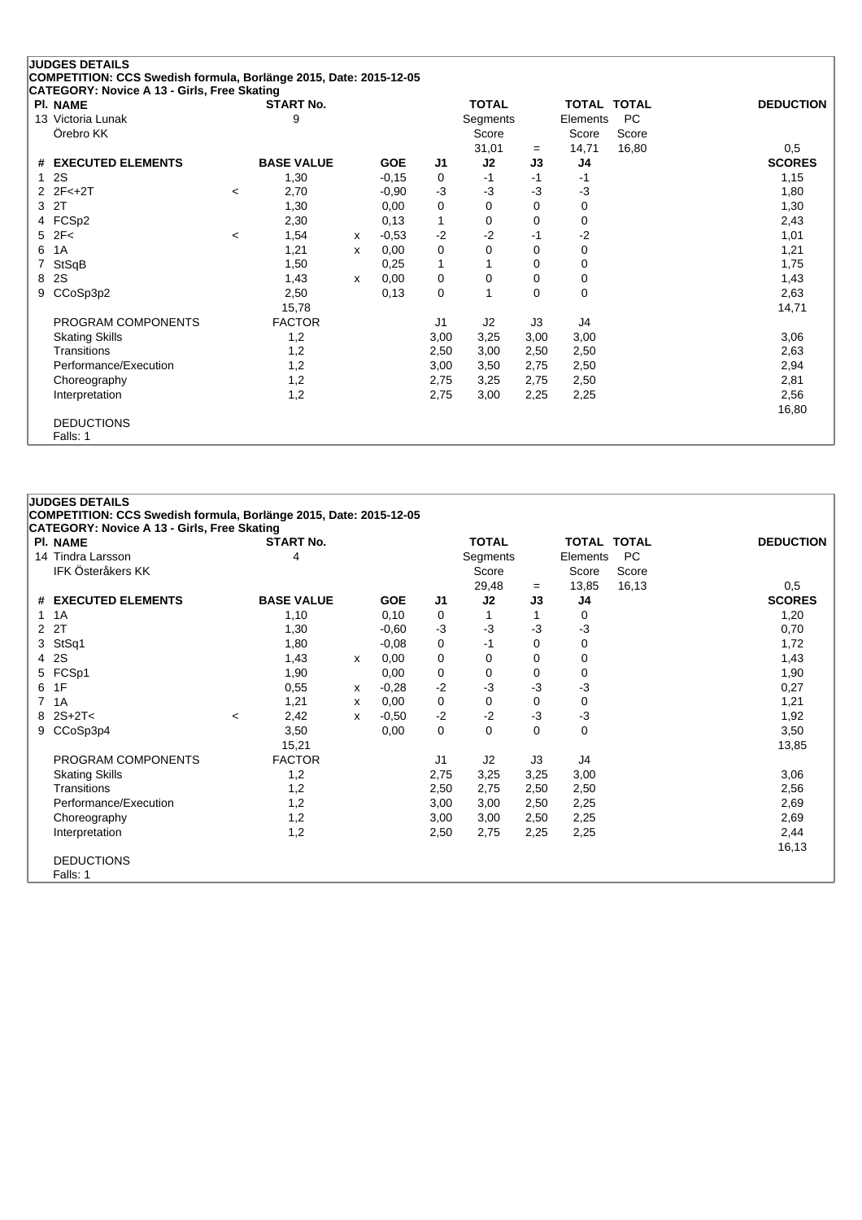**JUDGES DETAILS**

**COMPETITION: CCS Swedish formula, Borlänge 2015, Date: 2015-12-05**

**CATEGORY: Novice A 13 - Girls, Free Skating**

| Pl. | NAME | START No. | TOTAL Segments Score | = | TOTAL Elements Score | TOTAL PC Score | DEDUCTION |
|---|---|---|---|---|---|---|---|
| 13 | Victoria Lunak, Örebro KK | 9 | 31,01 | = | 14,71 | 16,80 | 0,5 |

| # | EXECUTED ELEMENTS | | BASE VALUE | | GOE | J1 | J2 | J3 | J4 | SCORES |
|---|---|---|---|---|---|---|---|---|---|---|
| 1 | 2S | | 1,30 | | -0,15 | 0 | -1 | -1 | -1 | 1,15 |
| 2 | 2F<+2T | < | 2,70 | | -0,90 | -3 | -3 | -3 | -3 | 1,80 |
| 3 | 2T | | 1,30 | | 0,00 | 0 | 0 | 0 | 0 | 1,30 |
| 4 | FCSp2 | | 2,30 | | 0,13 | 1 | 0 | 0 | 0 | 2,43 |
| 5 | 2F< | < | 1,54 | x | -0,53 | -2 | -2 | -1 | -2 | 1,01 |
| 6 | 1A | | 1,21 | x | 0,00 | 0 | 0 | 0 | 0 | 1,21 |
| 7 | StSqB | | 1,50 | | 0,25 | 1 | 1 | 0 | 0 | 1,75 |
| 8 | 2S | | 1,43 | x | 0,00 | 0 | 0 | 0 | 0 | 1,43 |
| 9 | CCoSp3p2 | | 2,50 | | 0,13 | 0 | 1 | 0 | 0 | 2,63 |
| | | | 15,78 | | | | | | | 14,71 |
| | PROGRAM COMPONENTS | | FACTOR | | | J1 | J2 | J3 | J4 | |
| | Skating Skills | | 1,2 | | | 3,00 | 3,25 | 3,00 | 3,00 | 3,06 |
| | Transitions | | 1,2 | | | 2,50 | 3,00 | 2,50 | 2,50 | 2,63 |
| | Performance/Execution | | 1,2 | | | 3,00 | 3,50 | 2,75 | 2,50 | 2,94 |
| | Choreography | | 1,2 | | | 2,75 | 3,25 | 2,75 | 2,50 | 2,81 |
| | Interpretation | | 1,2 | | | 2,75 | 3,00 | 2,25 | 2,25 | 2,56 |
| | | | | | | | | | | 16,80 |

DEDUCTIONS

Falls: 1

**JUDGES DETAILS**

**COMPETITION: CCS Swedish formula, Borlänge 2015, Date: 2015-12-05**

**CATEGORY: Novice A 13 - Girls, Free Skating**

| Pl. | NAME | START No. | TOTAL Segments Score | = | TOTAL Elements Score | TOTAL PC Score | DEDUCTION |
|---|---|---|---|---|---|---|---|
| 14 | Tindra Larsson, IFK Österåkers KK | 4 | 29,48 | = | 13,85 | 16,13 | 0,5 |

| # | EXECUTED ELEMENTS | | BASE VALUE | | GOE | J1 | J2 | J3 | J4 | SCORES |
|---|---|---|---|---|---|---|---|---|---|---|
| 1 | 1A | | 1,10 | | 0,10 | 0 | 1 | 1 | 0 | 1,20 |
| 2 | 2T | | 1,30 | | -0,60 | -3 | -3 | -3 | -3 | 0,70 |
| 3 | StSq1 | | 1,80 | | -0,08 | 0 | -1 | 0 | 0 | 1,72 |
| 4 | 2S | | 1,43 | x | 0,00 | 0 | 0 | 0 | 0 | 1,43 |
| 5 | FCSp1 | | 1,90 | | 0,00 | 0 | 0 | 0 | 0 | 1,90 |
| 6 | 1F | | 0,55 | x | -0,28 | -2 | -3 | -3 | -3 | 0,27 |
| 7 | 1A | | 1,21 | x | 0,00 | 0 | 0 | 0 | 0 | 1,21 |
| 8 | 2S+2T< | < | 2,42 | x | -0,50 | -2 | -2 | -3 | -3 | 1,92 |
| 9 | CCoSp3p4 | | 3,50 | | 0,00 | 0 | 0 | 0 | 0 | 3,50 |
| | | | 15,21 | | | | | | | 13,85 |
| | PROGRAM COMPONENTS | | FACTOR | | | J1 | J2 | J3 | J4 | |
| | Skating Skills | | 1,2 | | | 2,75 | 3,25 | 3,25 | 3,00 | 3,06 |
| | Transitions | | 1,2 | | | 2,50 | 2,75 | 2,50 | 2,50 | 2,56 |
| | Performance/Execution | | 1,2 | | | 3,00 | 3,00 | 2,50 | 2,25 | 2,69 |
| | Choreography | | 1,2 | | | 3,00 | 3,00 | 2,50 | 2,25 | 2,69 |
| | Interpretation | | 1,2 | | | 2,50 | 2,75 | 2,25 | 2,25 | 2,44 |
| | | | | | | | | | | 16,13 |

DEDUCTIONS

Falls: 1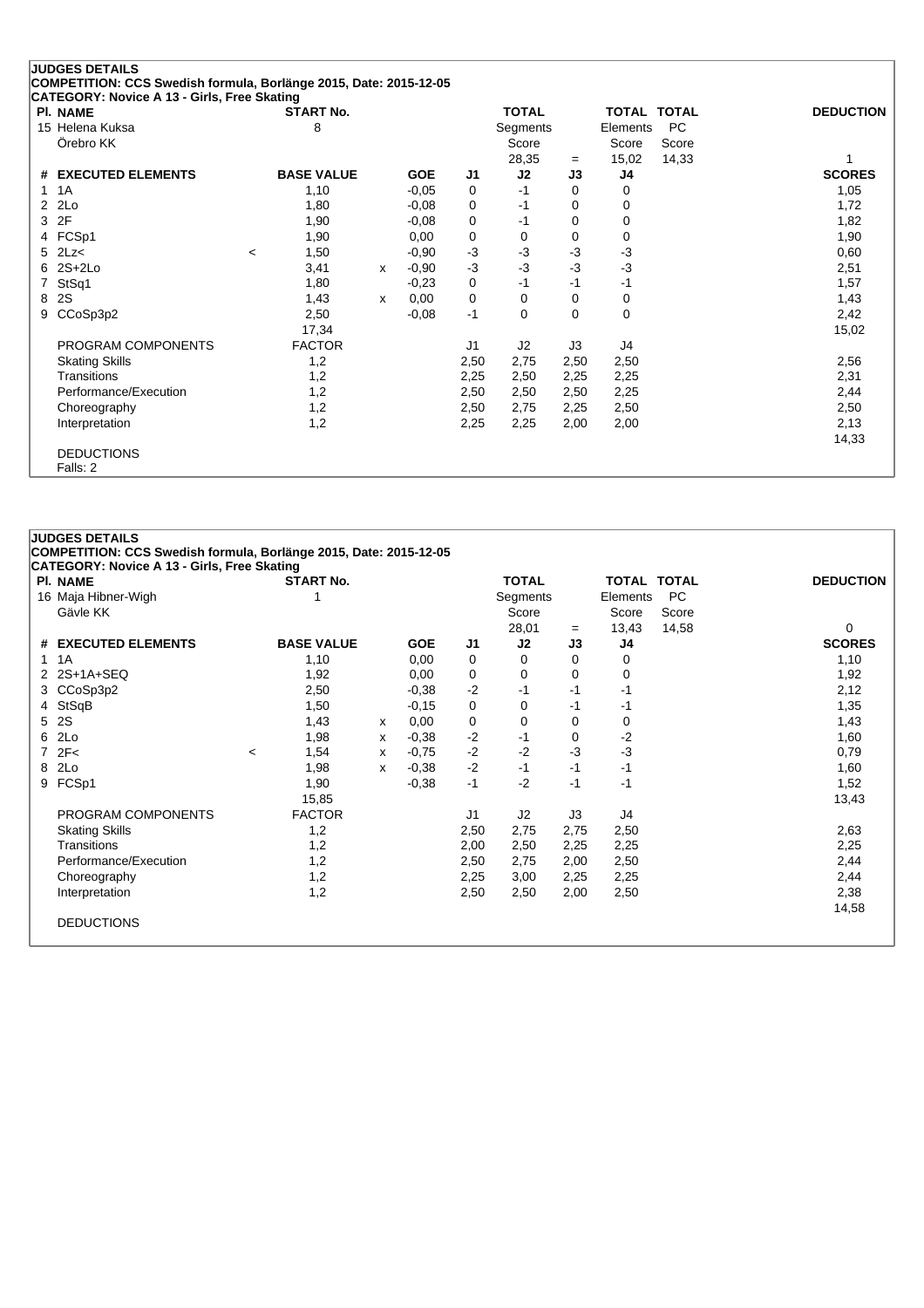## JUDGES DETAILS

**COMPETITION: CCS Swedish formula, Borlänge 2015, Date: 2015-12-05**

**CATEGORY: Novice A 13 - Girls, Free Skating**

| Pl. | NAME | START No. | TOTAL Segments Score | = | TOTAL Elements Score | TOTAL PC Score | DEDUCTION |
|---|---|---|---|---|---|---|---|
| 15 | Helena Kuksa<br>Örebro KK | 8 | 28,35 | = | 15,02 | 14,33 | 1 |

| # | EXECUTED ELEMENTS | | BASE VALUE | | GOE | J1 | J2 | J3 | J4 | SCORES |
|---|---|---|---|---|---|---|---|---|---|---|
| 1 | 1A | | 1,10 | | -0,05 | 0 | -1 | 0 | 0 | 1,05 |
| 2 | 2Lo | | 1,80 | | -0,08 | 0 | -1 | 0 | 0 | 1,72 |
| 3 | 2F | | 1,90 | | -0,08 | 0 | -1 | 0 | 0 | 1,82 |
| 4 | FCSp1 | | 1,90 | | 0,00 | 0 | 0 | 0 | 0 | 1,90 |
| 5 | 2Lz< | < | 1,50 | | -0,90 | -3 | -3 | -3 | -3 | 0,60 |
| 6 | 2S+2Lo | | 3,41 | x | -0,90 | -3 | -3 | -3 | -3 | 2,51 |
| 7 | StSq1 | | 1,80 | | -0,23 | 0 | -1 | -1 | -1 | 1,57 |
| 8 | 2S | | 1,43 | x | 0,00 | 0 | 0 | 0 | 0 | 1,43 |
| 9 | CCoSp3p2 | | 2,50 | | -0,08 | -1 | 0 | 0 | 0 | 2,42 |
| | | | 17,34 | | | | | | | 15,02 |

| PROGRAM COMPONENTS | FACTOR | J1 | J2 | J3 | J4 | |
|---|---|---|---|---|---|---|
| Skating Skills | 1,2 | 2,50 | 2,75 | 2,50 | 2,50 | 2,56 |
| Transitions | 1,2 | 2,25 | 2,50 | 2,25 | 2,25 | 2,31 |
| Performance/Execution | 1,2 | 2,50 | 2,50 | 2,50 | 2,25 | 2,44 |
| Choreography | 1,2 | 2,50 | 2,75 | 2,25 | 2,50 | 2,50 |
| Interpretation | 1,2 | 2,25 | 2,25 | 2,00 | 2,00 | 2,13 |
| | | | | | | 14,33 |

DEDUCTIONS

Falls: 2

## JUDGES DETAILS

**COMPETITION: CCS Swedish formula, Borlänge 2015, Date: 2015-12-05**

**CATEGORY: Novice A 13 - Girls, Free Skating**

| Pl. | NAME | START No. | TOTAL Segments Score | = | TOTAL Elements Score | TOTAL PC Score | DEDUCTION |
|---|---|---|---|---|---|---|---|
| 16 | Maja Hibner-Wigh<br>Gävle KK | 1 | 28,01 | = | 13,43 | 14,58 | 0 |

| # | EXECUTED ELEMENTS | | BASE VALUE | | GOE | J1 | J2 | J3 | J4 | SCORES |
|---|---|---|---|---|---|---|---|---|---|---|
| 1 | 1A | | 1,10 | | 0,00 | 0 | 0 | 0 | 0 | 1,10 |
| 2 | 2S+1A+SEQ | | 1,92 | | 0,00 | 0 | 0 | 0 | 0 | 1,92 |
| 3 | CCoSp3p2 | | 2,50 | | -0,38 | -2 | -1 | -1 | -1 | 2,12 |
| 4 | StSqB | | 1,50 | | -0,15 | 0 | 0 | -1 | -1 | 1,35 |
| 5 | 2S | | 1,43 | x | 0,00 | 0 | 0 | 0 | 0 | 1,43 |
| 6 | 2Lo | | 1,98 | x | -0,38 | -2 | -1 | 0 | -2 | 1,60 |
| 7 | 2F< | < | 1,54 | x | -0,75 | -2 | -2 | -3 | -3 | 0,79 |
| 8 | 2Lo | | 1,98 | x | -0,38 | -2 | -1 | -1 | -1 | 1,60 |
| 9 | FCSp1 | | 1,90 | | -0,38 | -1 | -2 | -1 | -1 | 1,52 |
| | | | 15,85 | | | | | | | 13,43 |

| PROGRAM COMPONENTS | FACTOR | J1 | J2 | J3 | J4 | |
|---|---|---|---|---|---|---|
| Skating Skills | 1,2 | 2,50 | 2,75 | 2,75 | 2,50 | 2,63 |
| Transitions | 1,2 | 2,00 | 2,50 | 2,25 | 2,25 | 2,25 |
| Performance/Execution | 1,2 | 2,50 | 2,75 | 2,00 | 2,50 | 2,44 |
| Choreography | 1,2 | 2,25 | 3,00 | 2,25 | 2,25 | 2,44 |
| Interpretation | 1,2 | 2,50 | 2,50 | 2,00 | 2,50 | 2,38 |
| | | | | | | 14,58 |

DEDUCTIONS